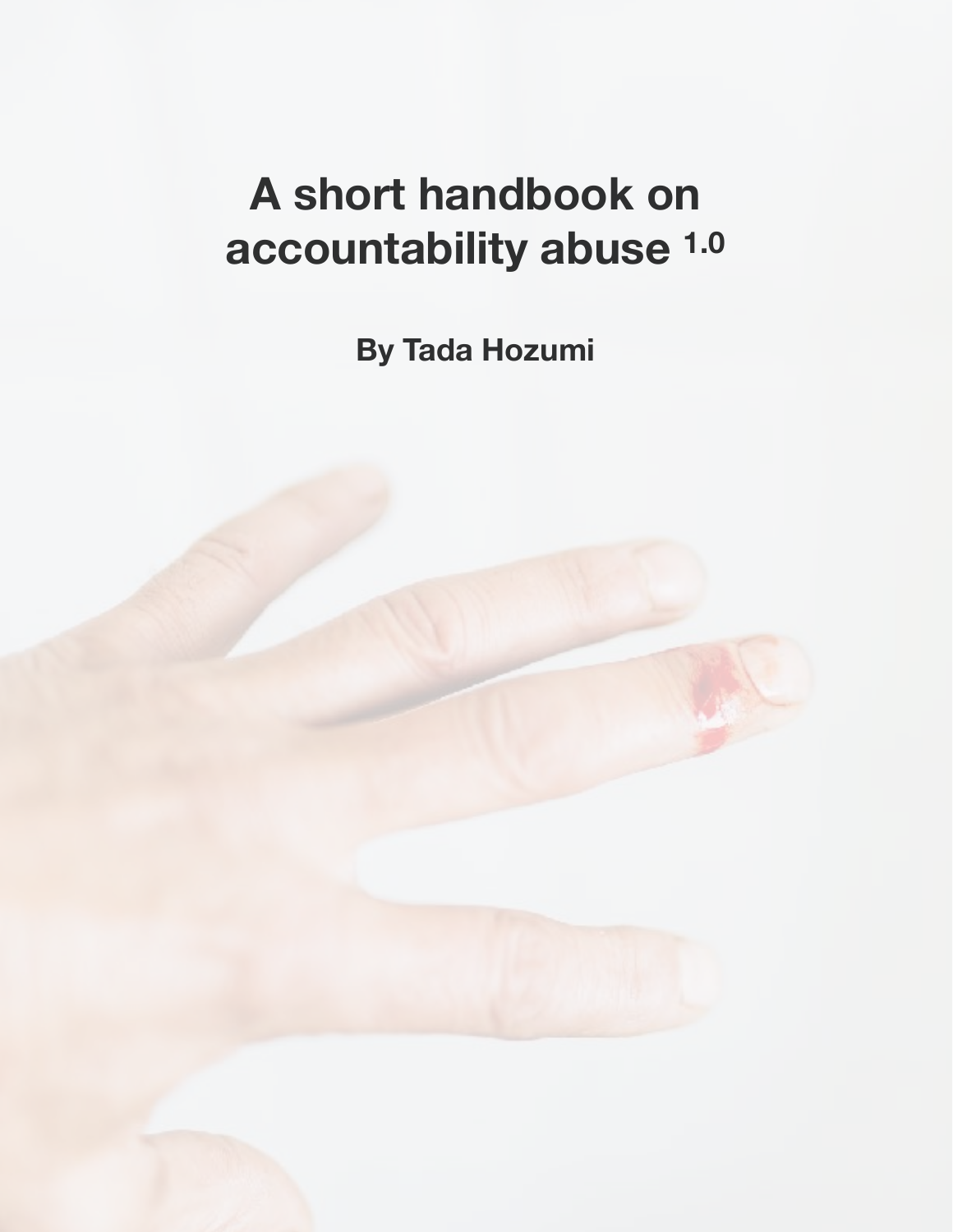# A short handbook on accountability abuse 1.0

**By Tada Hozumi**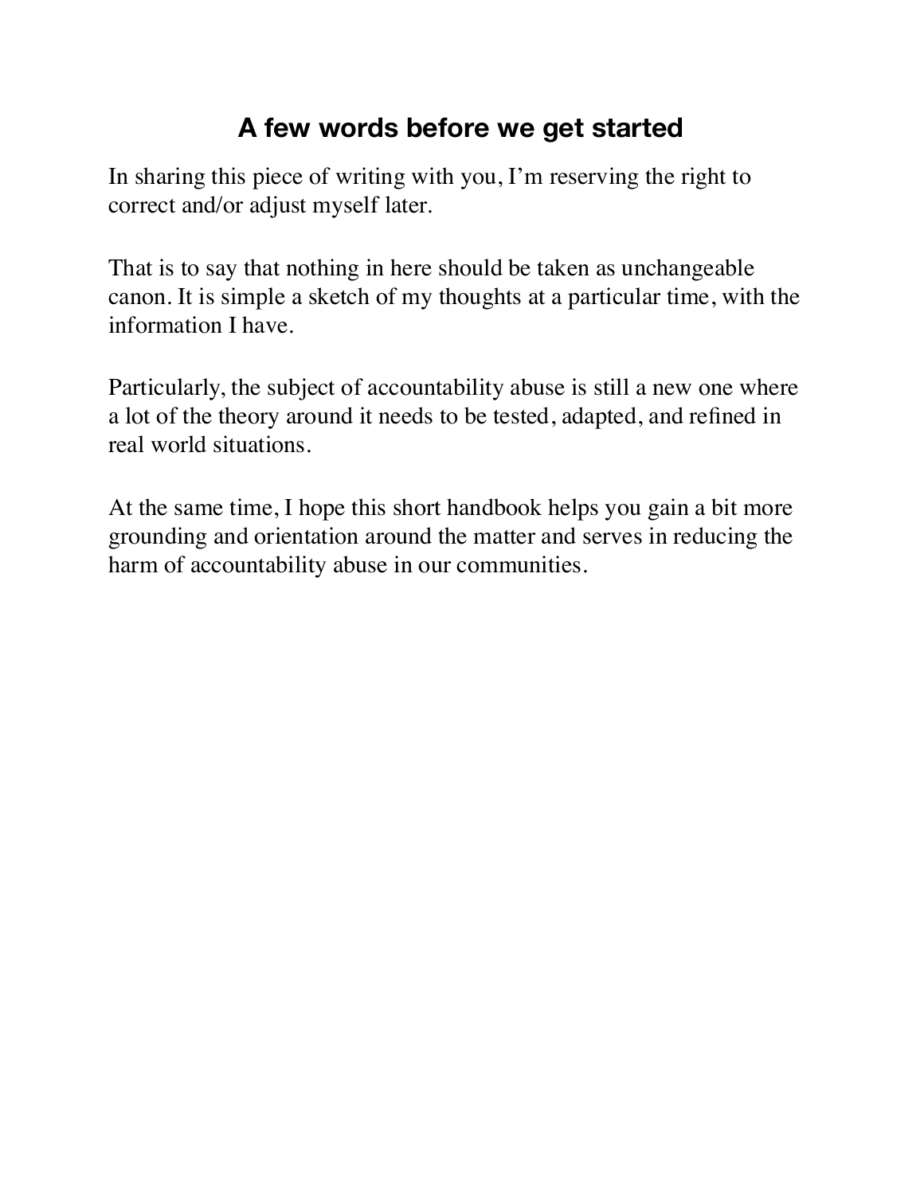## A few words before we get started

In sharing this piece of writing with you, I'm reserving the right to correct and/or adjust myself later.

That is to say that nothing in here should be taken as unchangeable canon. It is simple a sketch of my thoughts at a particular time, with the information I have.

Particularly, the subject of accountability abuse is still a new one where a lot of the theory around it needs to be tested, adapted, and refined in real world situations.

At the same time, I hope this short handbook helps you gain a bit more grounding and orientation around the matter and serves in reducing the harm of accountability abuse in our communities.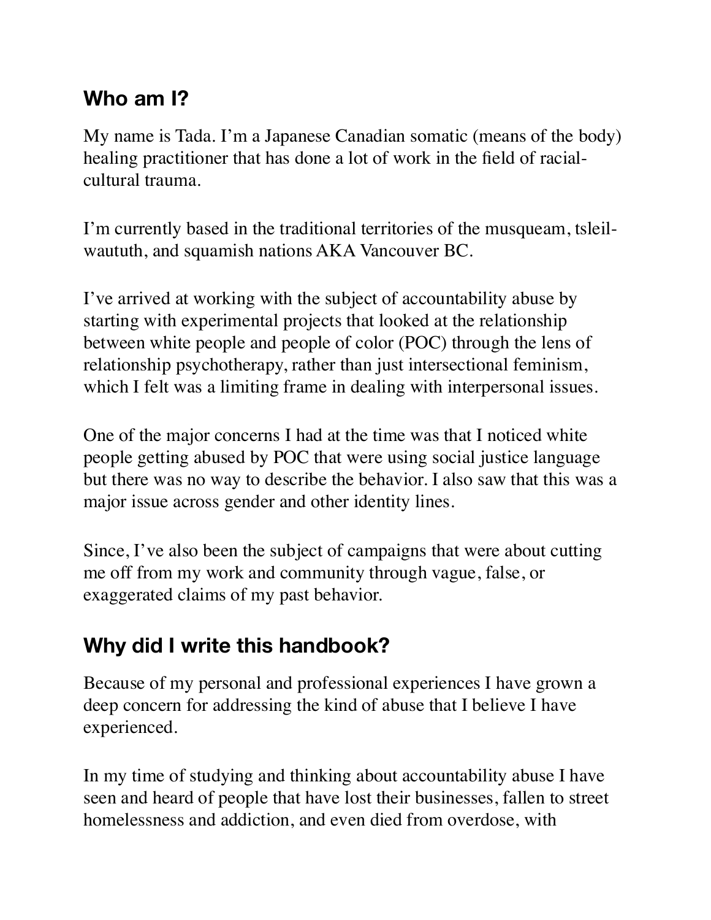## Who am I?

My name is Tada. I'm a Japanese Canadian somatic (means of the body) healing practitioner that has done a lot of work in the field of racial-cultural trauma.

I'm currently based in the traditional territories of the musqueam, tsleil-waututh, and squamish nations AKA Vancouver BC.

I've arrived at working with the subject of accountability abuse by starting with experimental projects that looked at the relationship between white people and people of color (POC) through the lens of relationship psychotherapy, rather than just intersectional feminism, which I felt was a limiting frame in dealing with interpersonal issues.

One of the major concerns I had at the time was that I noticed white people getting abused by POC that were using social justice language but there was no way to describe the behavior. I also saw that this was a major issue across gender and other identity lines.

Since, I've also been the subject of campaigns that were about cutting me off from my work and community through vague, false, or exaggerated claims of my past behavior.

## Why did I write this handbook?

Because of my personal and professional experiences I have grown a deep concern for addressing the kind of abuse that I believe I have experienced.

In my time of studying and thinking about accountability abuse I have seen and heard of people that have lost their businesses, fallen to street homelessness and addiction, and even died from overdose, with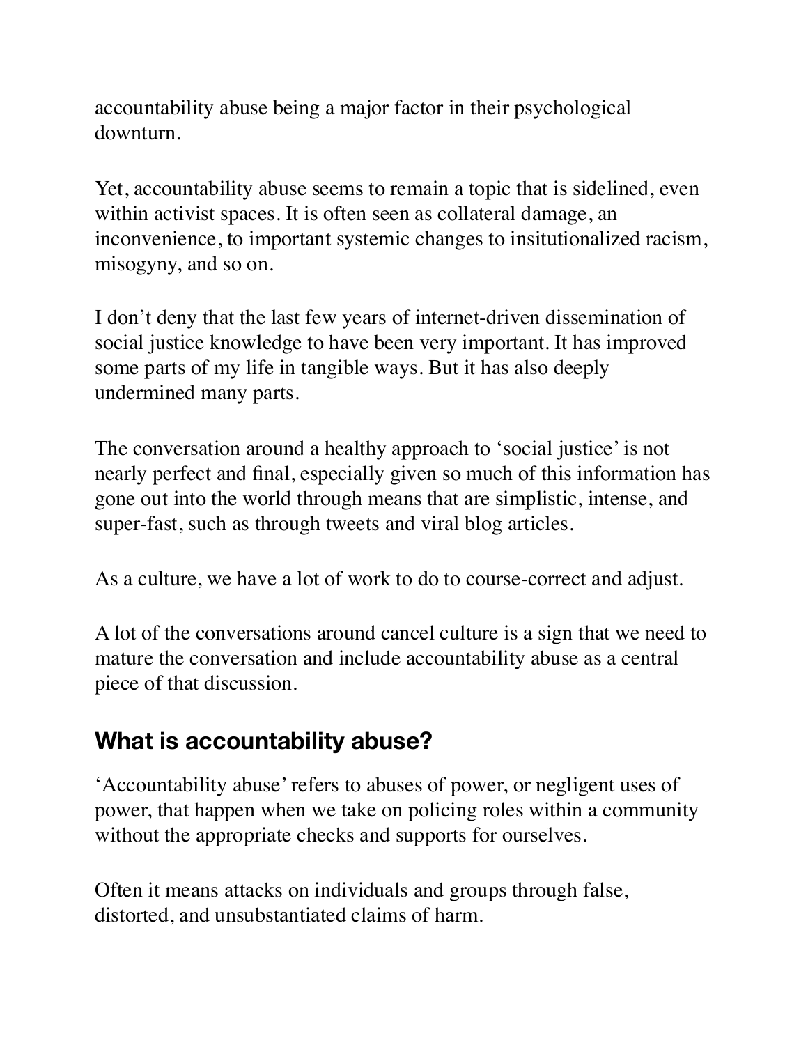accountability abuse being a major factor in their psychological downturn.

Yet, accountability abuse seems to remain a topic that is sidelined, even within activist spaces. It is often seen as collateral damage, an inconvenience, to important systemic changes to insitutionalized racism, misogyny, and so on.

I don't deny that the last few years of internet-driven dissemination of social justice knowledge to have been very important. It has improved some parts of my life in tangible ways. But it has also deeply undermined many parts.

The conversation around a healthy approach to 'social justice' is not nearly perfect and final, especially given so much of this information has gone out into the world through means that are simplistic, intense, and super-fast, such as through tweets and viral blog articles.

As a culture, we have a lot of work to do to course-correct and adjust.

A lot of the conversations around cancel culture is a sign that we need to mature the conversation and include accountability abuse as a central piece of that discussion.

## What is accountability abuse?

'Accountability abuse' refers to abuses of power, or negligent uses of power, that happen when we take on policing roles within a community without the appropriate checks and supports for ourselves.

Often it means attacks on individuals and groups through false, distorted, and unsubstantiated claims of harm.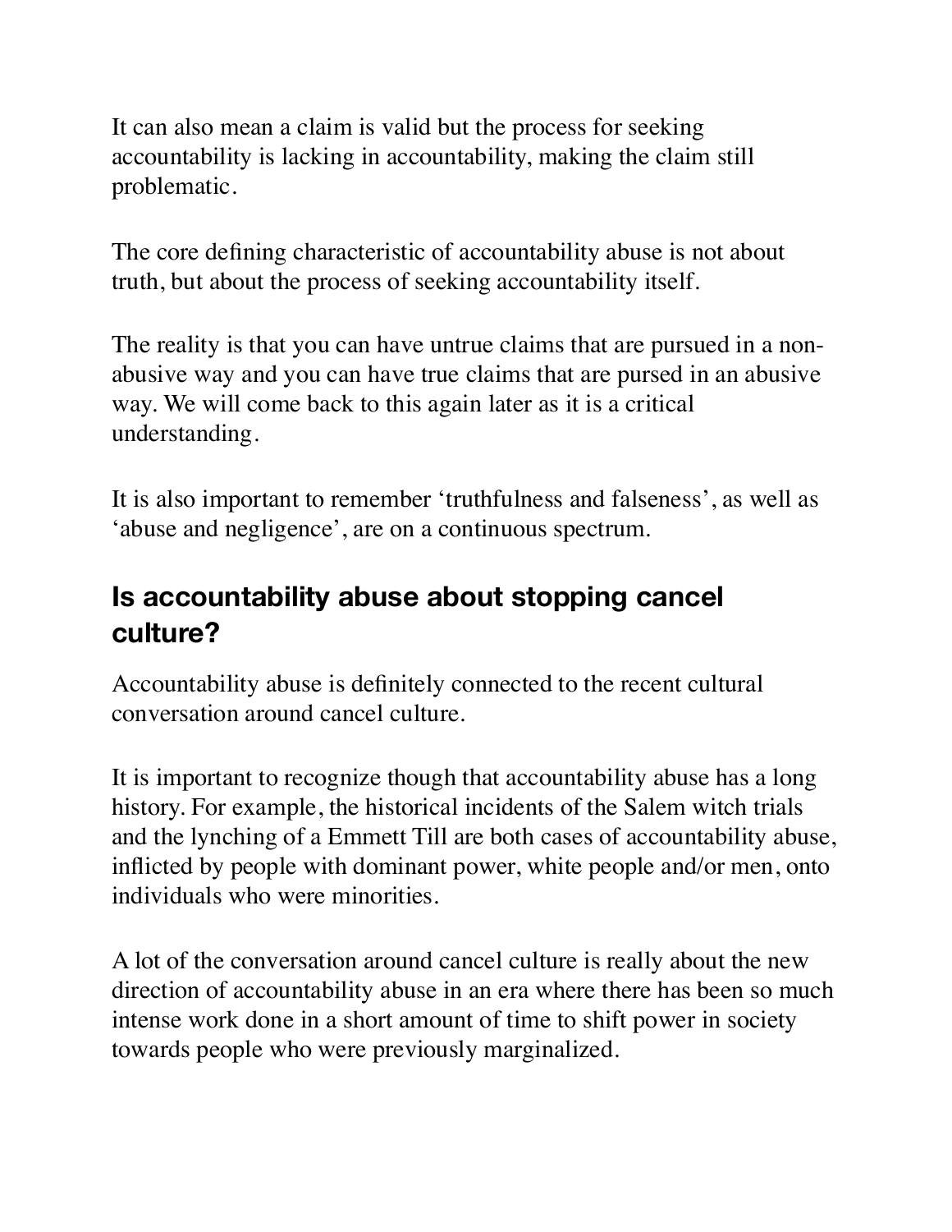It can also mean a claim is valid but the process for seeking accountability is lacking in accountability, making the claim still problematic.

The core defining characteristic of accountability abuse is not about truth, but about the process of seeking accountability itself.

The reality is that you can have untrue claims that are pursued in a non-abusive way and you can have true claims that are pursed in an abusive way. We will come back to this again later as it is a critical understanding.

It is also important to remember 'truthfulness and falseness', as well as 'abuse and negligence', are on a continuous spectrum.

## Is accountability abuse about stopping cancel culture?

Accountability abuse is definitely connected to the recent cultural conversation around cancel culture.

It is important to recognize though that accountability abuse has a long history. For example, the historical incidents of the Salem witch trials and the lynching of a Emmett Till are both cases of accountability abuse, inflicted by people with dominant power, white people and/or men, onto individuals who were minorities.

A lot of the conversation around cancel culture is really about the new direction of accountability abuse in an era where there has been so much intense work done in a short amount of time to shift power in society towards people who were previously marginalized.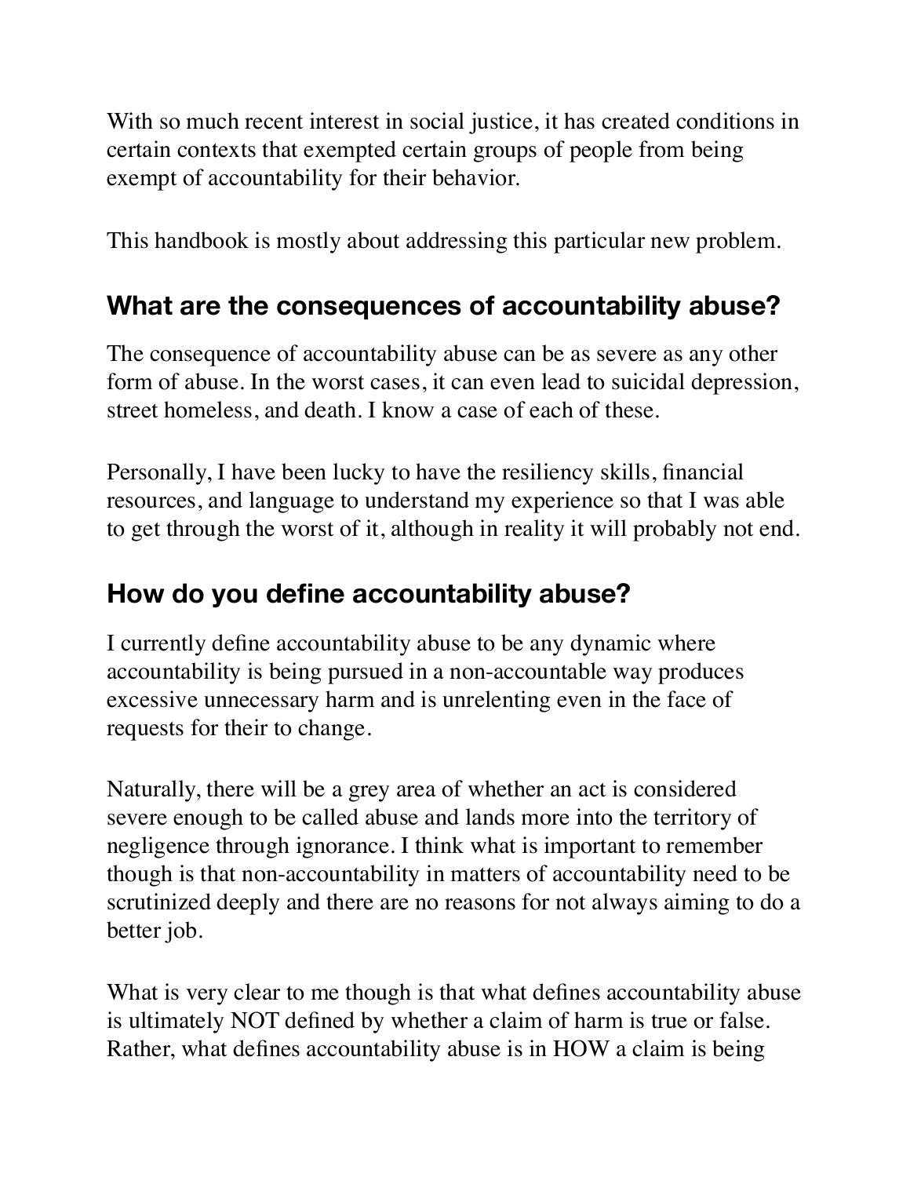With so much recent interest in social justice, it has created conditions in certain contexts that exempted certain groups of people from being exempt of accountability for their behavior.

This handbook is mostly about addressing this particular new problem.

## What are the consequences of accountability abuse?

The consequence of accountability abuse can be as severe as any other form of abuse. In the worst cases, it can even lead to suicidal depression, street homeless, and death. I know a case of each of these.

Personally, I have been lucky to have the resiliency skills, financial resources, and language to understand my experience so that I was able to get through the worst of it, although in reality it will probably not end.

## How do you define accountability abuse?

I currently define accountability abuse to be any dynamic where accountability is being pursued in a non-accountable way produces excessive unnecessary harm and is unrelenting even in the face of requests for their to change.

Naturally, there will be a grey area of whether an act is considered severe enough to be called abuse and lands more into the territory of negligence through ignorance. I think what is important to remember though is that non-accountability in matters of accountability need to be scrutinized deeply and there are no reasons for not always aiming to do a better job.

What is very clear to me though is that what defines accountability abuse is ultimately NOT defined by whether a claim of harm is true or false. Rather, what defines accountability abuse is in HOW a claim is being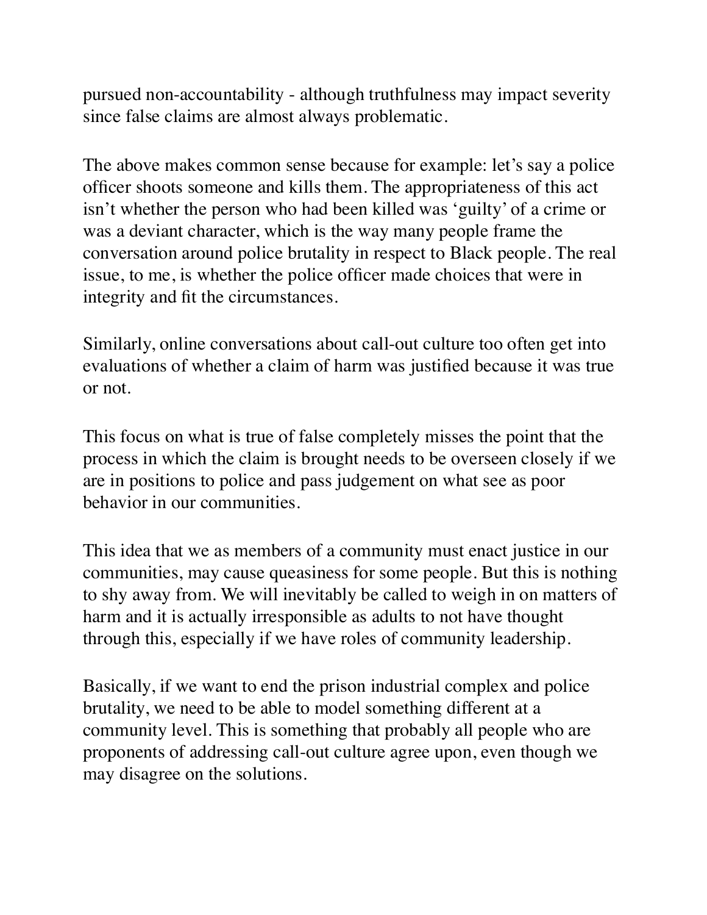pursued non-accountability - although truthfulness may impact severity since false claims are almost always problematic.

The above makes common sense because for example: let's say a police officer shoots someone and kills them. The appropriateness of this act isn't whether the person who had been killed was 'guilty' of a crime or was a deviant character, which is the way many people frame the conversation around police brutality in respect to Black people. The real issue, to me, is whether the police officer made choices that were in integrity and fit the circumstances.

Similarly, online conversations about call-out culture too often get into evaluations of whether a claim of harm was justified because it was true or not.

This focus on what is true of false completely misses the point that the process in which the claim is brought needs to be overseen closely if we are in positions to police and pass judgement on what see as poor behavior in our communities.

This idea that we as members of a community must enact justice in our communities, may cause queasiness for some people. But this is nothing to shy away from. We will inevitably be called to weigh in on matters of harm and it is actually irresponsible as adults to not have thought through this, especially if we have roles of community leadership.

Basically, if we want to end the prison industrial complex and police brutality, we need to be able to model something different at a community level. This is something that probably all people who are proponents of addressing call-out culture agree upon, even though we may disagree on the solutions.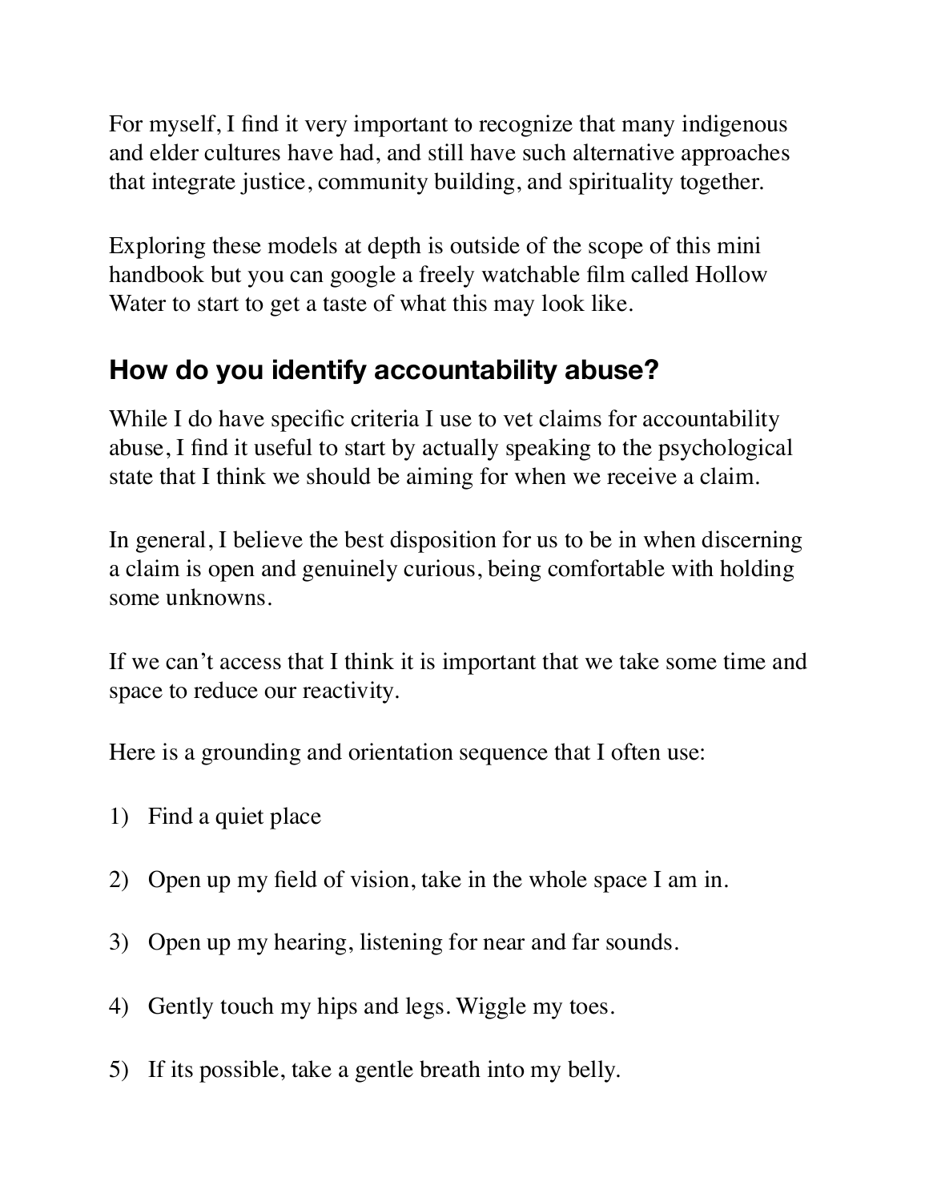For myself, I find it very important to recognize that many indigenous and elder cultures have had, and still have such alternative approaches that integrate justice, community building, and spirituality together.

Exploring these models at depth is outside of the scope of this mini handbook but you can google a freely watchable film called Hollow Water to start to get a taste of what this may look like.

## How do you identify accountability abuse?

While I do have specific criteria I use to vet claims for accountability abuse, I find it useful to start by actually speaking to the psychological state that I think we should be aiming for when we receive a claim.

In general, I believe the best disposition for us to be in when discerning a claim is open and genuinely curious, being comfortable with holding some unknowns.

If we can't access that I think it is important that we take some time and space to reduce our reactivity.

Here is a grounding and orientation sequence that I often use:

1) Find a quiet place

2) Open up my field of vision, take in the whole space I am in.

3) Open up my hearing, listening for near and far sounds.

4) Gently touch my hips and legs. Wiggle my toes.

5) If its possible, take a gentle breath into my belly.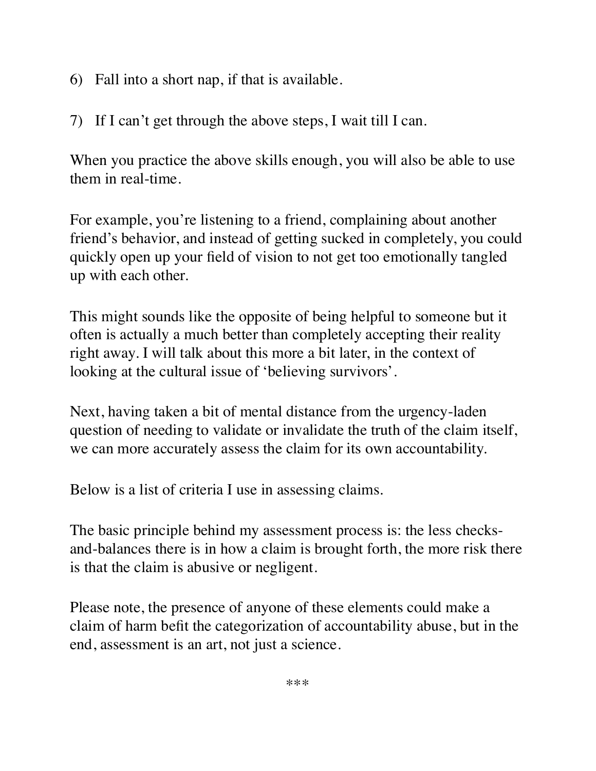6) Fall into a short nap, if that is available.

7) If I can't get through the above steps, I wait till I can.

When you practice the above skills enough, you will also be able to use them in real-time.

For example, you're listening to a friend, complaining about another friend's behavior, and instead of getting sucked in completely, you could quickly open up your field of vision to not get too emotionally tangled up with each other.

This might sounds like the opposite of being helpful to someone but it often is actually a much better than completely accepting their reality right away. I will talk about this more a bit later, in the context of looking at the cultural issue of 'believing survivors'.

Next, having taken a bit of mental distance from the urgency-laden question of needing to validate or invalidate the truth of the claim itself, we can more accurately assess the claim for its own accountability.

Below is a list of criteria I use in assessing claims.

The basic principle behind my assessment process is: the less checks-and-balances there is in how a claim is brought forth, the more risk there is that the claim is abusive or negligent.

Please note, the presence of anyone of these elements could make a claim of harm befit the categorization of accountability abuse, but in the end, assessment is an art, not just a science.

***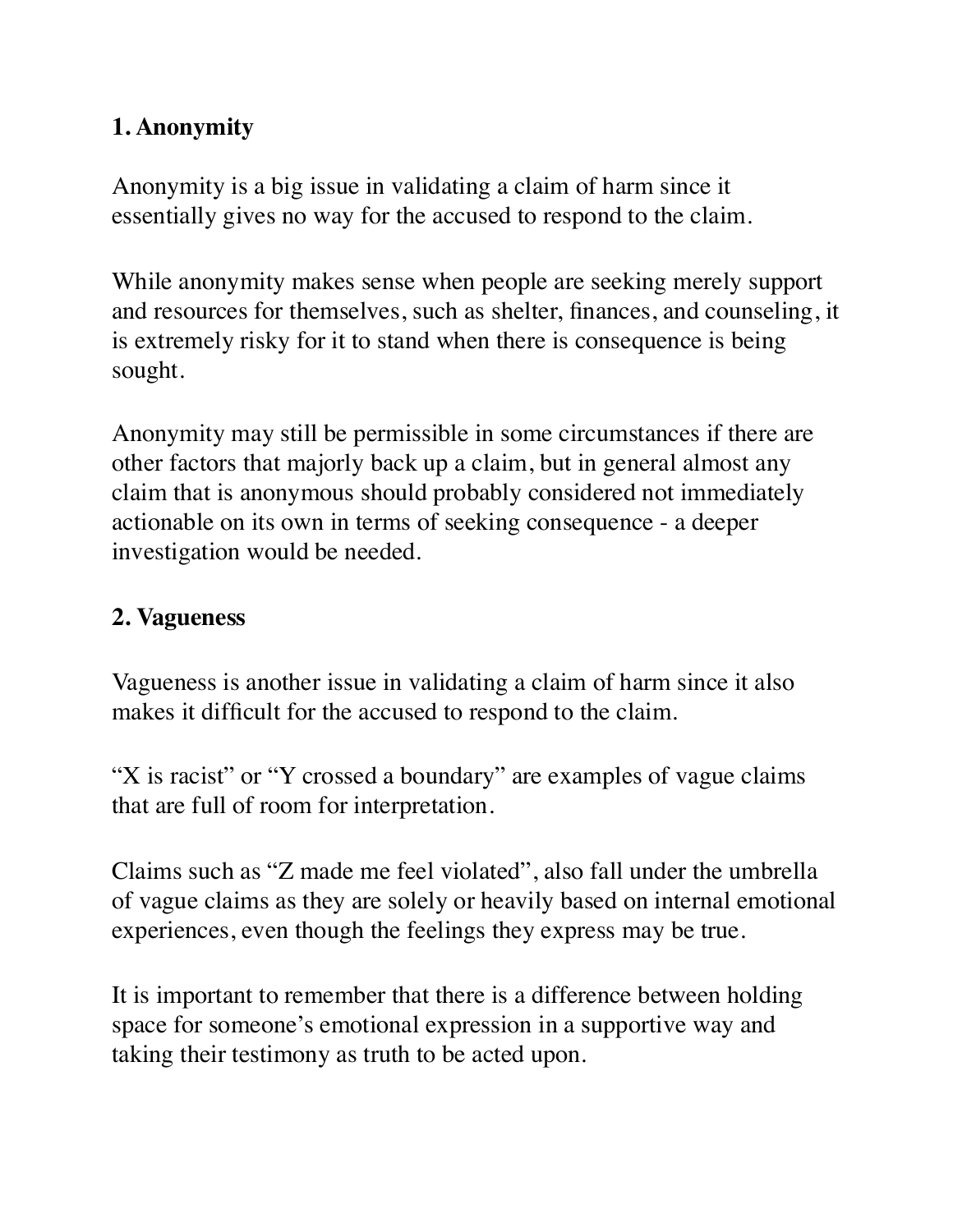**1. Anonymity**

Anonymity is a big issue in validating a claim of harm since it essentially gives no way for the accused to respond to the claim.

While anonymity makes sense when people are seeking merely support and resources for themselves, such as shelter, finances, and counseling, it is extremely risky for it to stand when there is consequence is being sought.

Anonymity may still be permissible in some circumstances if there are other factors that majorly back up a claim, but in general almost any claim that is anonymous should probably considered not immediately actionable on its own in terms of seeking consequence - a deeper investigation would be needed.

**2. Vagueness**

Vagueness is another issue in validating a claim of harm since it also makes it difficult for the accused to respond to the claim.

“X is racist” or “Y crossed a boundary” are examples of vague claims that are full of room for interpretation.

Claims such as “Z made me feel violated”, also fall under the umbrella of vague claims as they are solely or heavily based on internal emotional experiences, even though the feelings they express may be true.

It is important to remember that there is a difference between holding space for someone’s emotional expression in a supportive way and taking their testimony as truth to be acted upon.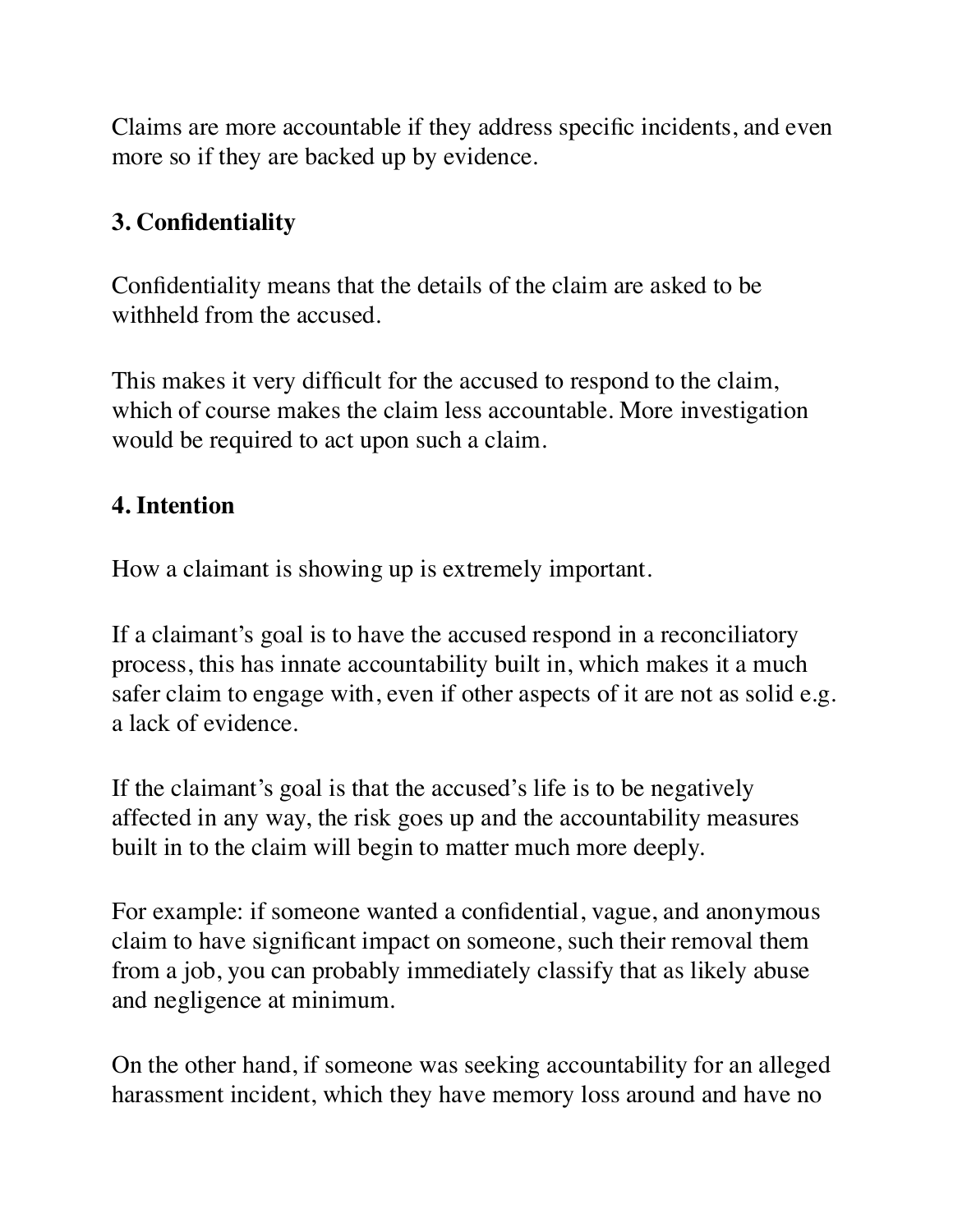Claims are more accountable if they address specific incidents, and even more so if they are backed up by evidence.

## 3. Confidentiality

Confidentiality means that the details of the claim are asked to be withheld from the accused.

This makes it very difficult for the accused to respond to the claim, which of course makes the claim less accountable. More investigation would be required to act upon such a claim.

## 4. Intention

How a claimant is showing up is extremely important.

If a claimant's goal is to have the accused respond in a reconciliatory process, this has innate accountability built in, which makes it a much safer claim to engage with, even if other aspects of it are not as solid e.g. a lack of evidence.

If the claimant's goal is that the accused's life is to be negatively affected in any way, the risk goes up and the accountability measures built in to the claim will begin to matter much more deeply.

For example: if someone wanted a confidential, vague, and anonymous claim to have significant impact on someone, such their removal them from a job, you can probably immediately classify that as likely abuse and negligence at minimum.

On the other hand, if someone was seeking accountability for an alleged harassment incident, which they have memory loss around and have no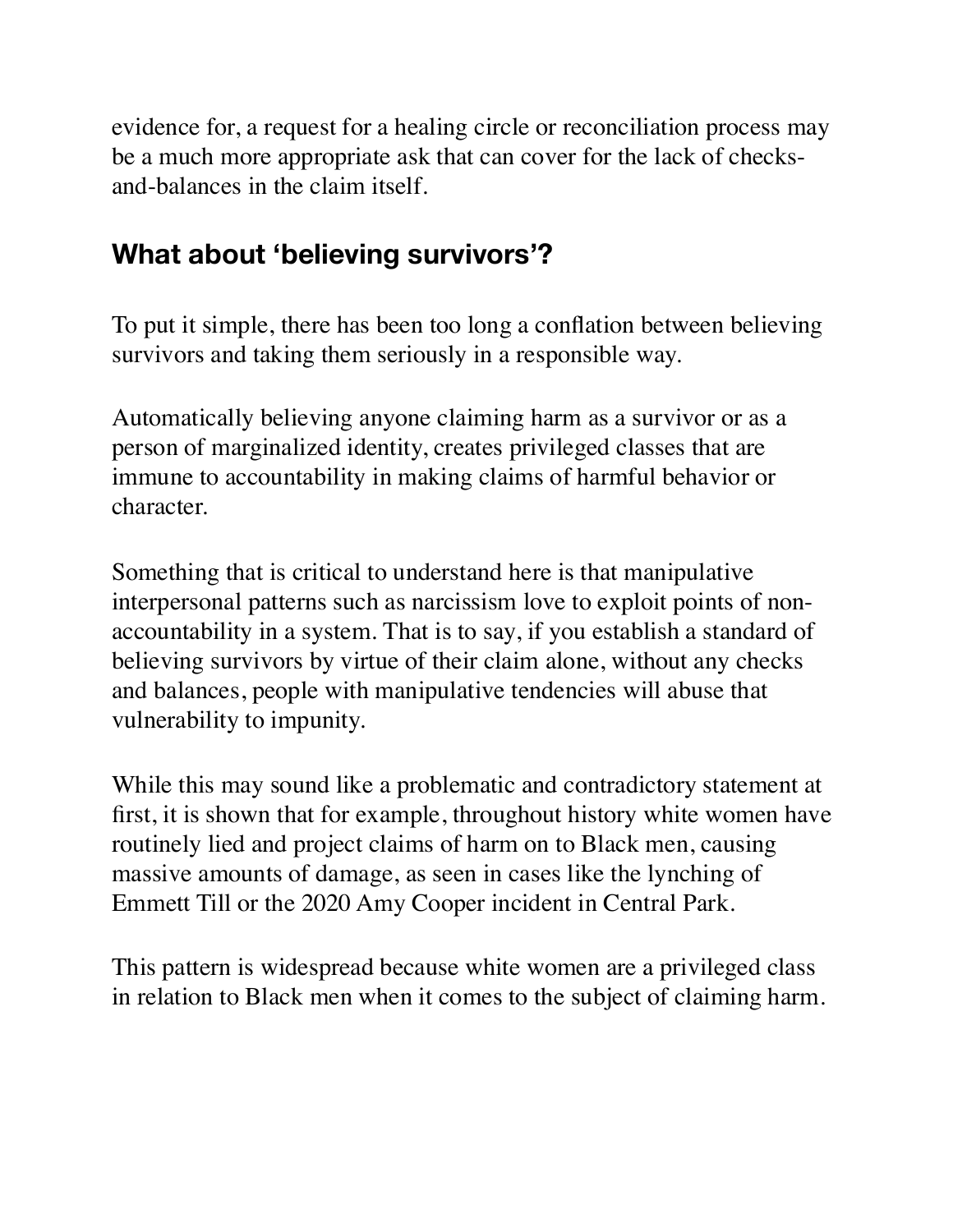evidence for, a request for a healing circle or reconciliation process may be a much more appropriate ask that can cover for the lack of checks-and-balances in the claim itself.

## What about 'believing survivors'?

To put it simple, there has been too long a conflation between believing survivors and taking them seriously in a responsible way.

Automatically believing anyone claiming harm as a survivor or as a person of marginalized identity, creates privileged classes that are immune to accountability in making claims of harmful behavior or character.

Something that is critical to understand here is that manipulative interpersonal patterns such as narcissism love to exploit points of non-accountability in a system. That is to say, if you establish a standard of believing survivors by virtue of their claim alone, without any checks and balances, people with manipulative tendencies will abuse that vulnerability to impunity.

While this may sound like a problematic and contradictory statement at first, it is shown that for example, throughout history white women have routinely lied and project claims of harm on to Black men, causing massive amounts of damage, as seen in cases like the lynching of Emmett Till or the 2020 Amy Cooper incident in Central Park.

This pattern is widespread because white women are a privileged class in relation to Black men when it comes to the subject of claiming harm.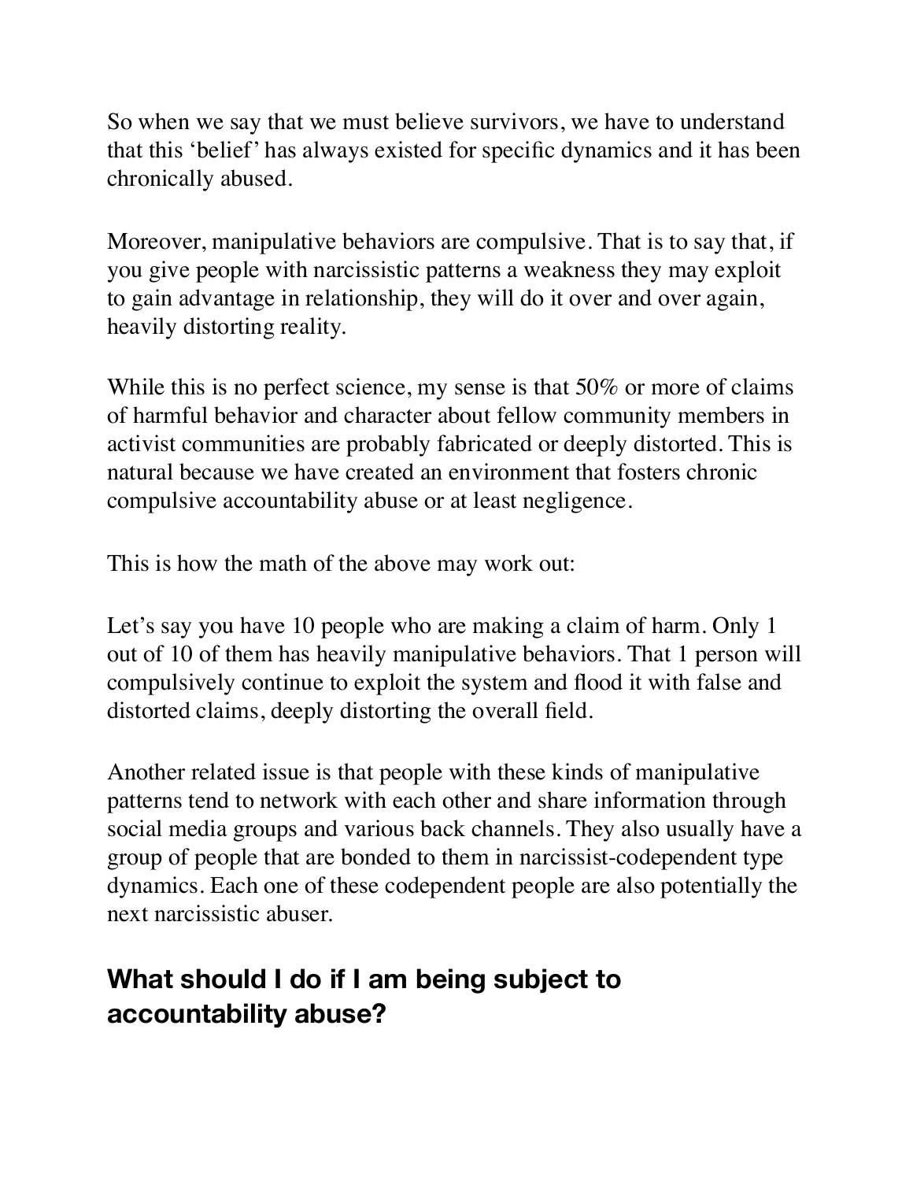So when we say that we must believe survivors, we have to understand that this 'belief' has always existed for specific dynamics and it has been chronically abused.

Moreover, manipulative behaviors are compulsive. That is to say that, if you give people with narcissistic patterns a weakness they may exploit to gain advantage in relationship, they will do it over and over again, heavily distorting reality.

While this is no perfect science, my sense is that 50% or more of claims of harmful behavior and character about fellow community members in activist communities are probably fabricated or deeply distorted. This is natural because we have created an environment that fosters chronic compulsive accountability abuse or at least negligence.

This is how the math of the above may work out:

Let's say you have 10 people who are making a claim of harm. Only 1 out of 10 of them has heavily manipulative behaviors. That 1 person will compulsively continue to exploit the system and flood it with false and distorted claims, deeply distorting the overall field.

Another related issue is that people with these kinds of manipulative patterns tend to network with each other and share information through social media groups and various back channels. They also usually have a group of people that are bonded to them in narcissist-codependent type dynamics. Each one of these codependent people are also potentially the next narcissistic abuser.

## What should I do if I am being subject to accountability abuse?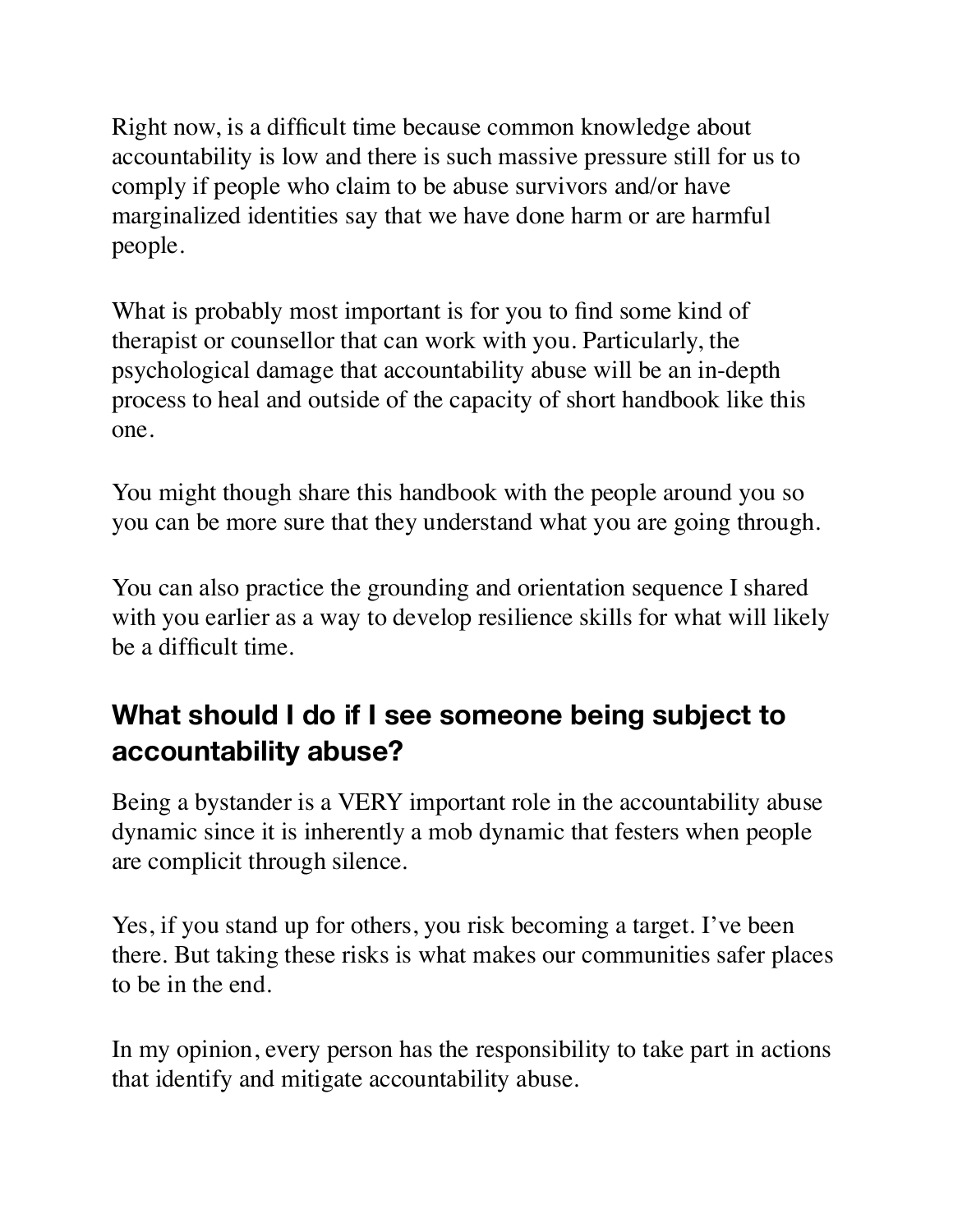Right now, is a difficult time because common knowledge about accountability is low and there is such massive pressure still for us to comply if people who claim to be abuse survivors and/or have marginalized identities say that we have done harm or are harmful people.

What is probably most important is for you to find some kind of therapist or counsellor that can work with you. Particularly, the psychological damage that accountability abuse will be an in-depth process to heal and outside of the capacity of short handbook like this one.

You might though share this handbook with the people around you so you can be more sure that they understand what you are going through.

You can also practice the grounding and orientation sequence I shared with you earlier as a way to develop resilience skills for what will likely be a difficult time.

## What should I do if I see someone being subject to accountability abuse?

Being a bystander is a VERY important role in the accountability abuse dynamic since it is inherently a mob dynamic that festers when people are complicit through silence.

Yes, if you stand up for others, you risk becoming a target. I've been there. But taking these risks is what makes our communities safer places to be in the end.

In my opinion, every person has the responsibility to take part in actions that identify and mitigate accountability abuse.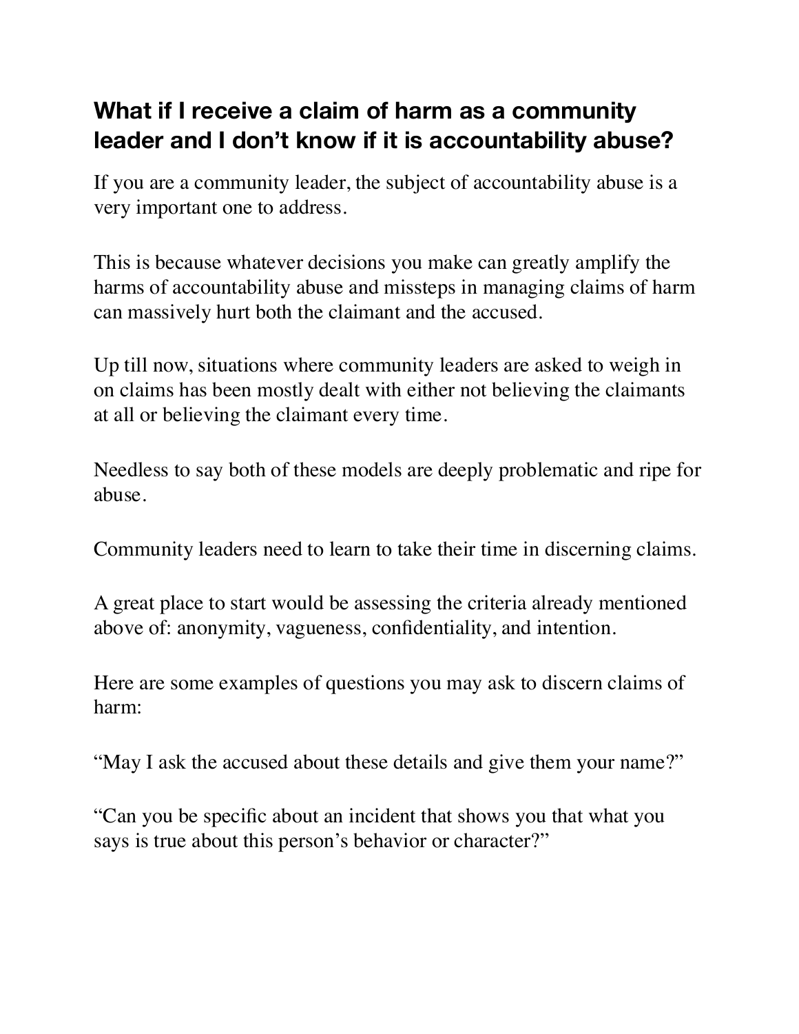## What if I receive a claim of harm as a community leader and I don't know if it is accountability abuse?

If you are a community leader, the subject of accountability abuse is a very important one to address.

This is because whatever decisions you make can greatly amplify the harms of accountability abuse and missteps in managing claims of harm can massively hurt both the claimant and the accused.

Up till now, situations where community leaders are asked to weigh in on claims has been mostly dealt with either not believing the claimants at all or believing the claimant every time.

Needless to say both of these models are deeply problematic and ripe for abuse.

Community leaders need to learn to take their time in discerning claims.

A great place to start would be assessing the criteria already mentioned above of: anonymity, vagueness, confidentiality, and intention.

Here are some examples of questions you may ask to discern claims of harm:

"May I ask the accused about these details and give them your name?"

"Can you be specific about an incident that shows you that what you says is true about this person's behavior or character?"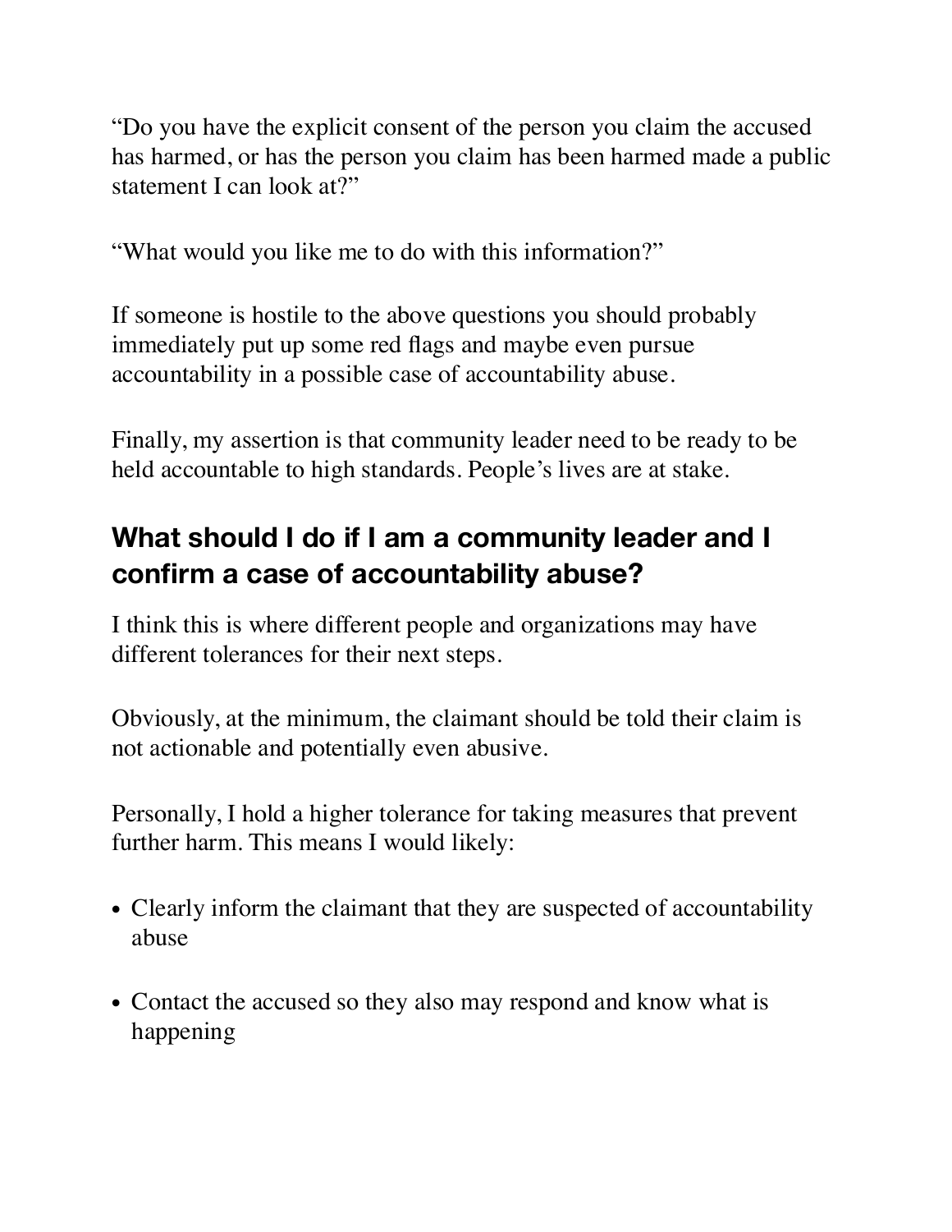"Do you have the explicit consent of the person you claim the accused has harmed, or has the person you claim has been harmed made a public statement I can look at?"

"What would you like me to do with this information?"

If someone is hostile to the above questions you should probably immediately put up some red flags and maybe even pursue accountability in a possible case of accountability abuse.

Finally, my assertion is that community leader need to be ready to be held accountable to high standards. People's lives are at stake.

## What should I do if I am a community leader and I confirm a case of accountability abuse?

I think this is where different people and organizations may have different tolerances for their next steps.

Obviously, at the minimum, the claimant should be told their claim is not actionable and potentially even abusive.

Personally, I hold a higher tolerance for taking measures that prevent further harm. This means I would likely:

- Clearly inform the claimant that they are suspected of accountability abuse
- Contact the accused so they also may respond and know what is happening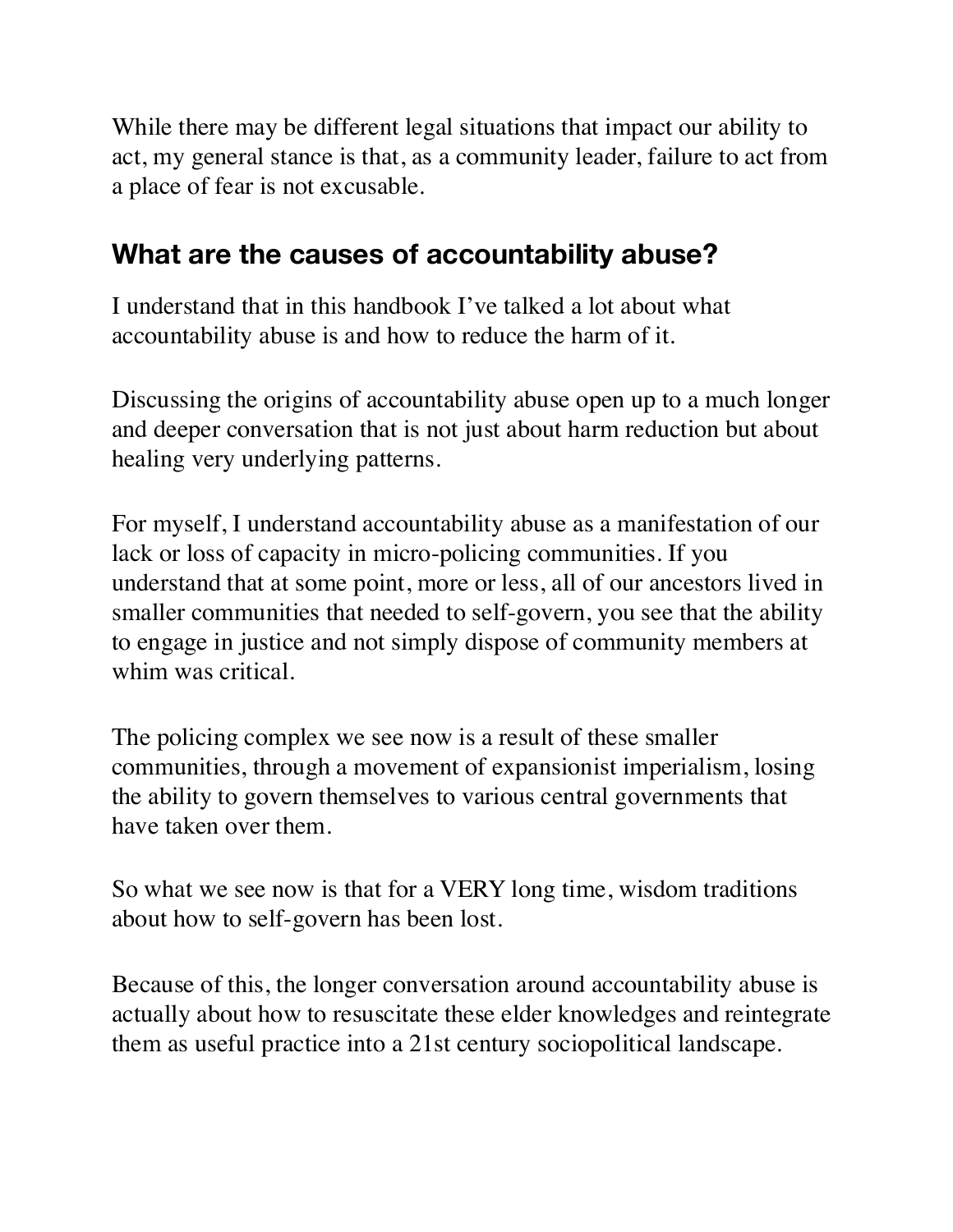While there may be different legal situations that impact our ability to act, my general stance is that, as a community leader, failure to act from a place of fear is not excusable.

## What are the causes of accountability abuse?

I understand that in this handbook I've talked a lot about what accountability abuse is and how to reduce the harm of it.

Discussing the origins of accountability abuse open up to a much longer and deeper conversation that is not just about harm reduction but about healing very underlying patterns.

For myself, I understand accountability abuse as a manifestation of our lack or loss of capacity in micro-policing communities. If you understand that at some point, more or less, all of our ancestors lived in smaller communities that needed to self-govern, you see that the ability to engage in justice and not simply dispose of community members at whim was critical.

The policing complex we see now is a result of these smaller communities, through a movement of expansionist imperialism, losing the ability to govern themselves to various central governments that have taken over them.

So what we see now is that for a VERY long time, wisdom traditions about how to self-govern has been lost.

Because of this, the longer conversation around accountability abuse is actually about how to resuscitate these elder knowledges and reintegrate them as useful practice into a 21st century sociopolitical landscape.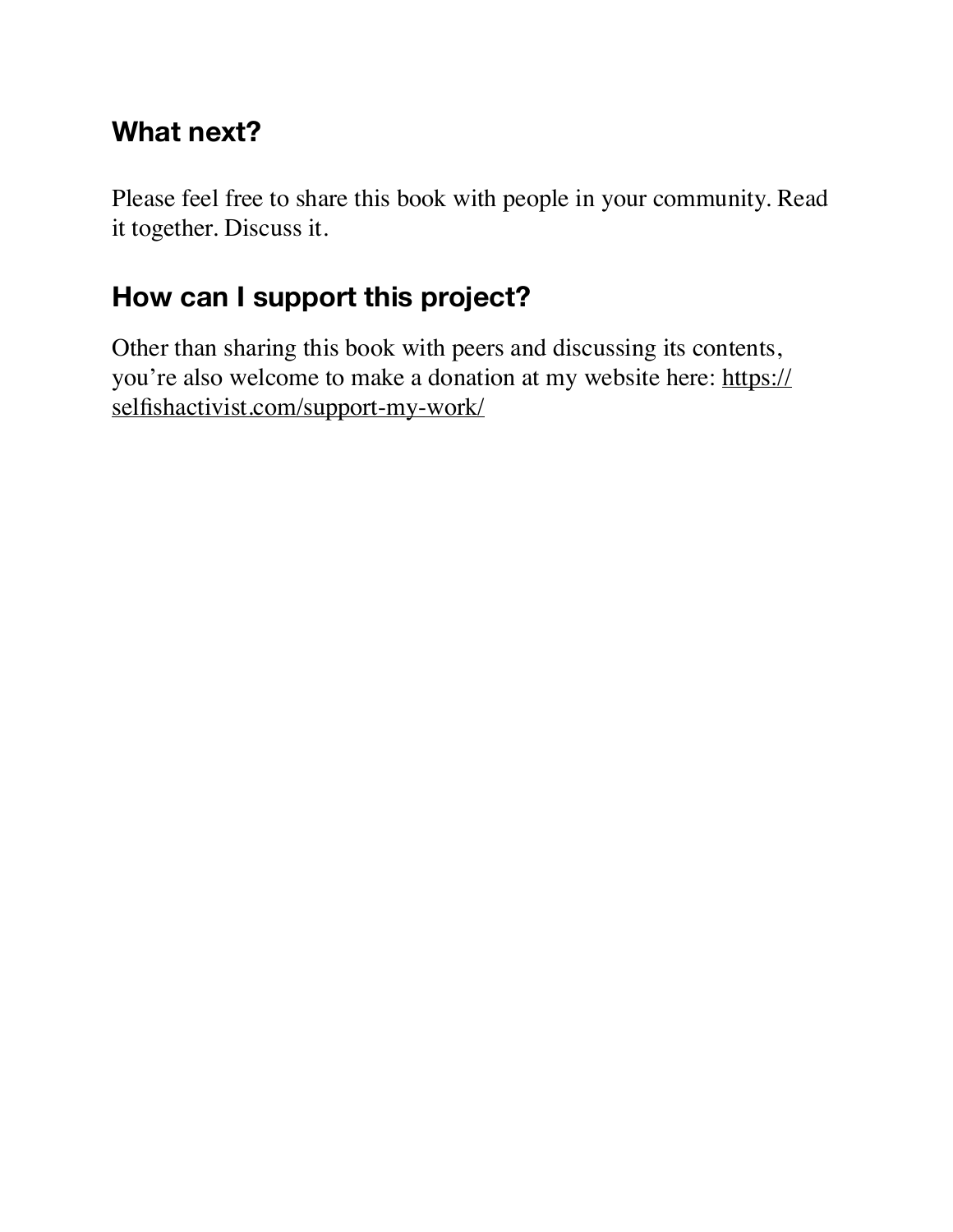## What next?

Please feel free to share this book with people in your community. Read it together. Discuss it.

## How can I support this project?

Other than sharing this book with peers and discussing its contents, you're also welcome to make a donation at my website here: https://selfishactivist.com/support-my-work/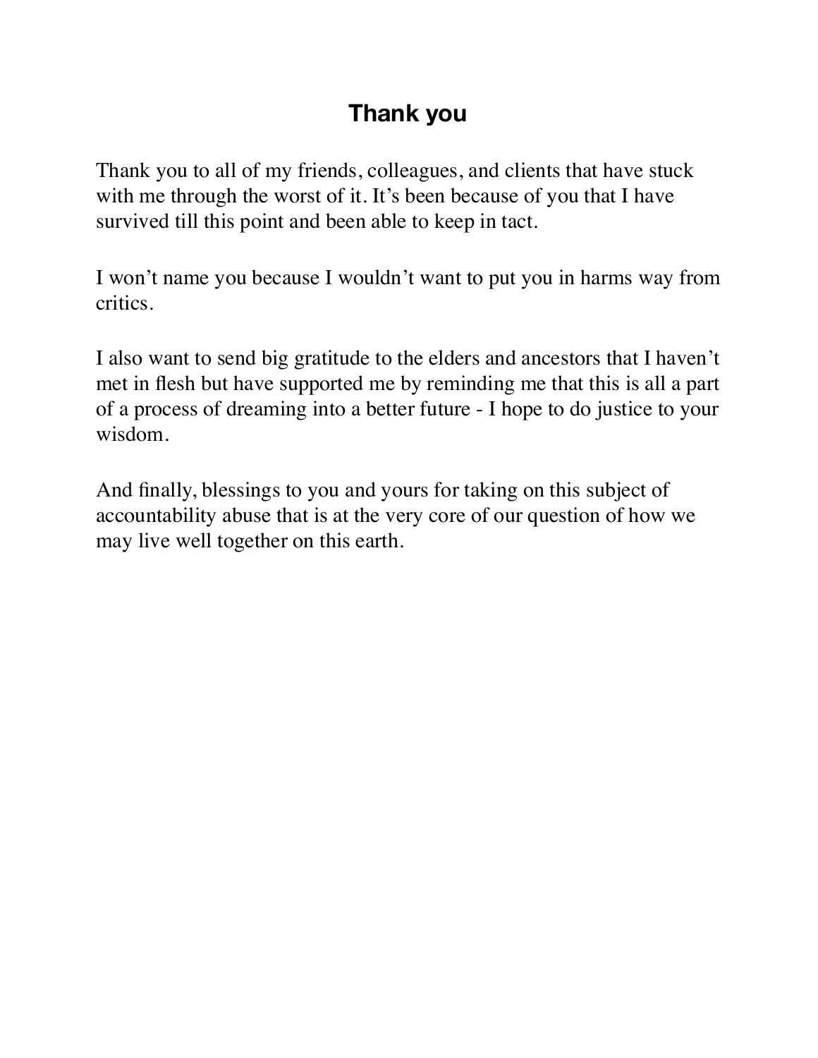# Thank you

Thank you to all of my friends, colleagues, and clients that have stuck with me through the worst of it. It's been because of you that I have survived till this point and been able to keep in tact.

I won't name you because I wouldn't want to put you in harms way from critics.

I also want to send big gratitude to the elders and ancestors that I haven't met in flesh but have supported me by reminding me that this is all a part of a process of dreaming into a better future - I hope to do justice to your wisdom.

And finally, blessings to you and yours for taking on this subject of accountability abuse that is at the very core of our question of how we may live well together on this earth.